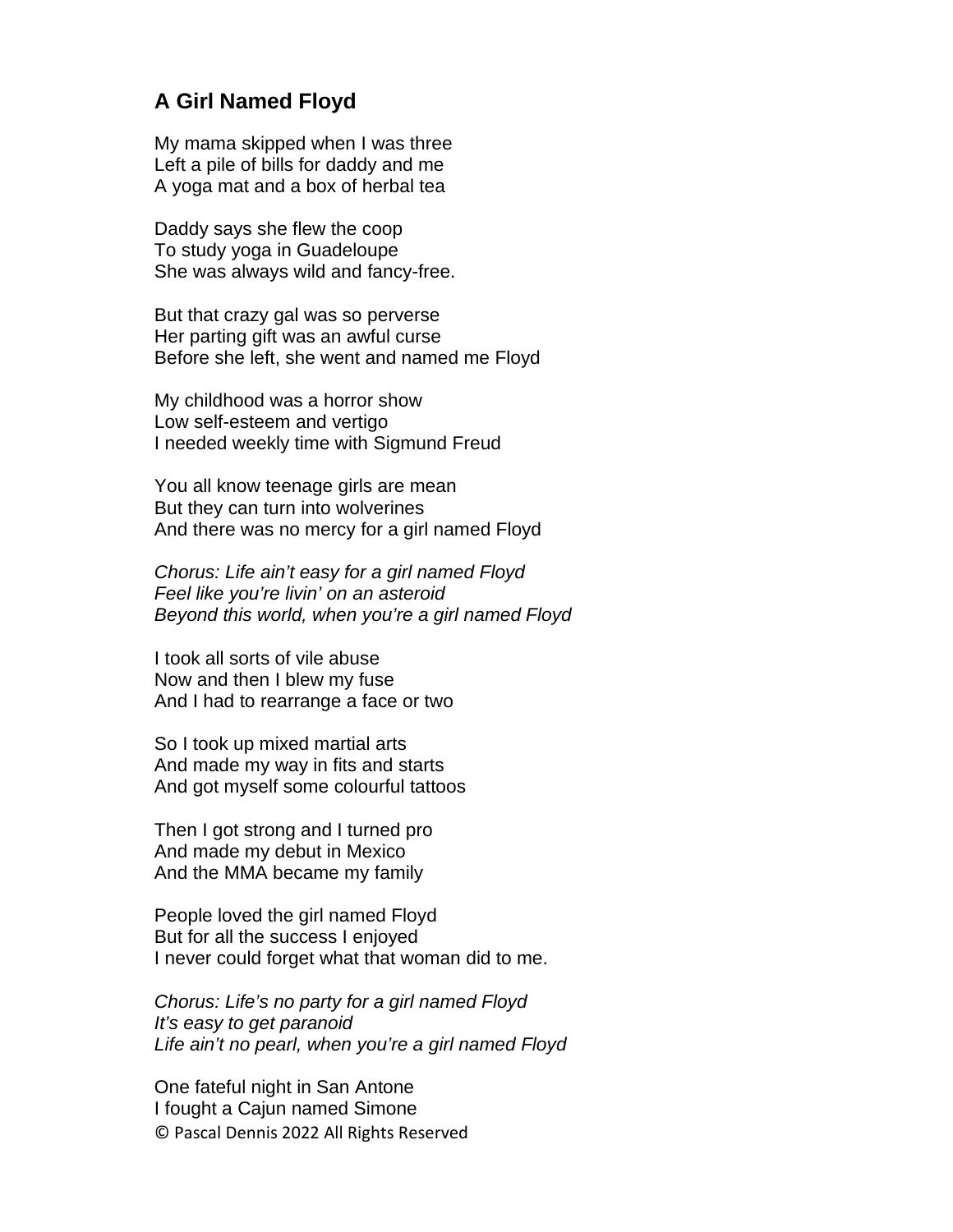## A Girl Named Floyd

My mama skipped when I was three  
Left a pile of bills for daddy and me  
A yoga mat and a box of herbal tea

Daddy says she flew the coop  
To study yoga in Guadeloupe  
She was always wild and fancy-free.

But that crazy gal was so perverse  
Her parting gift was an awful curse  
Before she left, she went and named me Floyd

My childhood was a horror show  
Low self-esteem and vertigo  
I needed weekly time with Sigmund Freud

You all know teenage girls are mean  
But they can turn into wolverines  
And there was no mercy for a girl named Floyd

*Chorus: Life ain't easy for a girl named Floyd*  
*Feel like you're livin' on an asteroid*  
*Beyond this world, when you're a girl named Floyd*

I took all sorts of vile abuse  
Now and then I blew my fuse  
And I had to rearrange a face or two

So I took up mixed martial arts  
And made my way in fits and starts  
And got myself some colourful tattoos

Then I got strong and I turned pro  
And made my debut in Mexico  
And the MMA became my family

People loved the girl named Floyd  
But for all the success I enjoyed  
I never could forget what that woman did to me.

*Chorus: Life's no party for a girl named Floyd*  
*It's easy to get paranoid*  
*Life ain't no pearl, when you're a girl named Floyd*

One fateful night in San Antone  
I fought a Cajun named Simone

© Pascal Dennis 2022 All Rights Reserved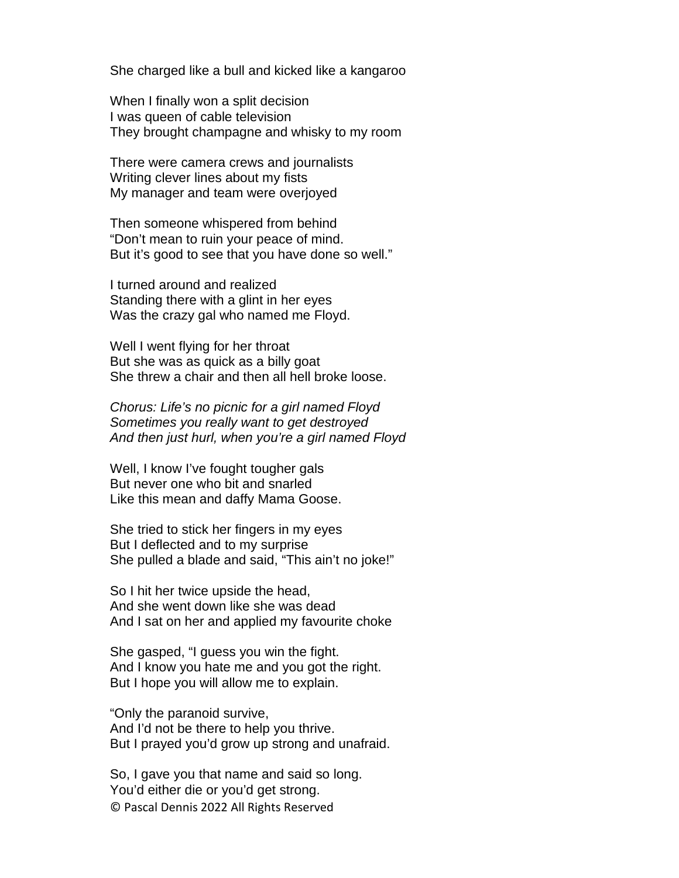She charged like a bull and kicked like a kangaroo

When I finally won a split decision
I was queen of cable television
They brought champagne and whisky to my room

There were camera crews and journalists
Writing clever lines about my fists
My manager and team were overjoyed

Then someone whispered from behind
"Don't mean to ruin your peace of mind.
But it's good to see that you have done so well."

I turned around and realized
Standing there with a glint in her eyes
Was the crazy gal who named me Floyd.

Well I went flying for her throat
But she was as quick as a billy goat
She threw a chair and then all hell broke loose.

*Chorus: Life's no picnic for a girl named Floyd*
*Sometimes you really want to get destroyed*
*And then just hurl, when you're a girl named Floyd*

Well, I know I've fought tougher gals
But never one who bit and snarled
Like this mean and daffy Mama Goose.

She tried to stick her fingers in my eyes
But I deflected and to my surprise
She pulled a blade and said, "This ain't no joke!"

So I hit her twice upside the head,
And she went down like she was dead
And I sat on her and applied my favourite choke

She gasped, "I guess you win the fight.
And I know you hate me and you got the right.
But I hope you will allow me to explain.

"Only the paranoid survive,
And I'd not be there to help you thrive.
But I prayed you'd grow up strong and unafraid.

So, I gave you that name and said so long.
You'd either die or you'd get strong.

© Pascal Dennis 2022 All Rights Reserved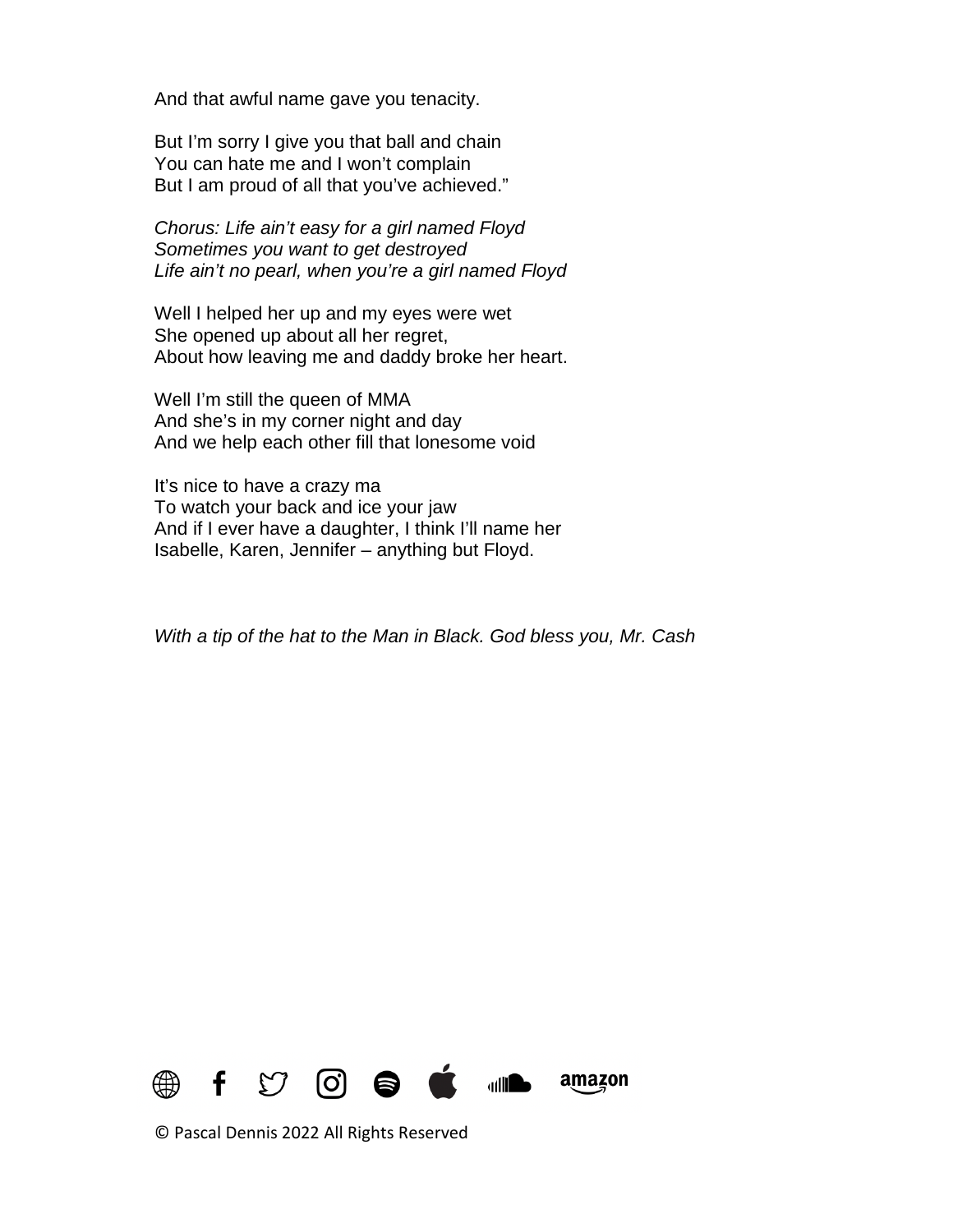And that awful name gave you tenacity.

But I'm sorry I give you that ball and chain
You can hate me and I won't complain
But I am proud of all that you've achieved."

*Chorus: Life ain't easy for a girl named Floyd*
*Sometimes you want to get destroyed*
*Life ain't no pearl, when you're a girl named Floyd*

Well I helped her up and my eyes were wet
She opened up about all her regret,
About how leaving me and daddy broke her heart.

Well I'm still the queen of MMA
And she's in my corner night and day
And we help each other fill that lonesome void

It's nice to have a crazy ma
To watch your back and ice your jaw
And if I ever have a daughter, I think I'll name her
Isabelle, Karen, Jennifer – anything but Floyd.

*With a tip of the hat to the Man in Black. God bless you, Mr. Cash*

amazon

© Pascal Dennis 2022 All Rights Reserved